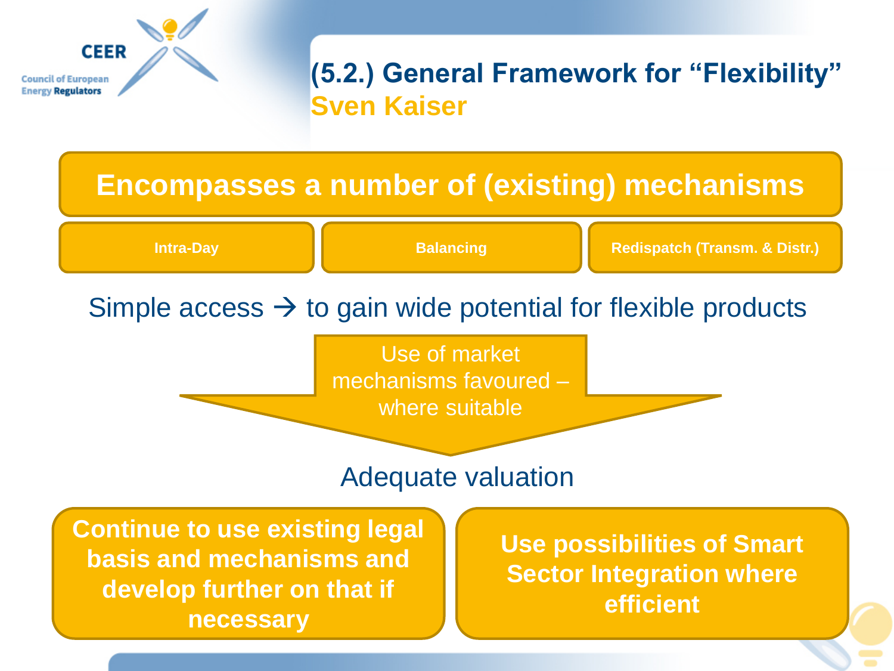CEER

Council of European Energy Regulators

# (5.2.) General Framework for "Flexibility"

**Sven Kaiser**

## Encompasses a number of (existing) mechanisms

- **Intra-Day**
- **Balancing**
- **Redispatch (Transm. & Distr.)**

Simple access → to gain wide potential for flexible products

Use of market mechanisms favoured – where suitable

Adequate valuation

**Continue to use existing legal basis and mechanisms and develop further on that if necessary**

**Use possibilities of Smart Sector Integration where efficient**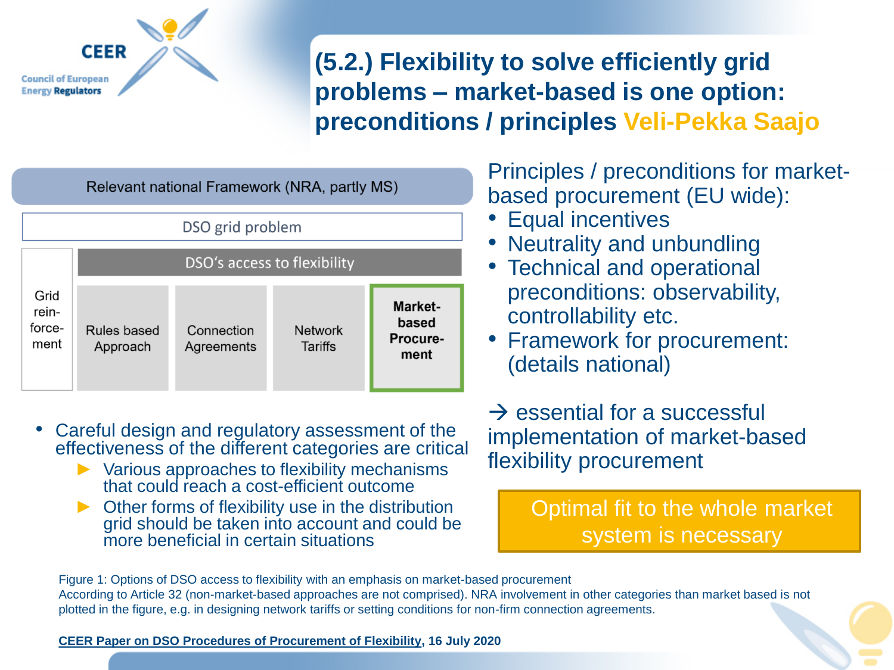# (5.2.) Flexibility to solve efficiently grid problems – market-based is one option: preconditions / principles Veli-Pekka Saajo

Relevant national Framework (NRA, partly MS)

DSO grid problem

DSO's access to flexibility

Grid reinforcement

Rules based Approach

Connection Agreements

Network Tariffs

**Market-based Procurement**

- Careful design and regulatory assessment of the effectiveness of the different categories are critical
  - Various approaches to flexibility mechanisms that could reach a cost-efficient outcome
  - Other forms of flexibility use in the distribution grid should be taken into account and could be more beneficial in certain situations

Principles / preconditions for market-based procurement (EU wide):

- Equal incentives
- Neutrality and unbundling
- Technical and operational preconditions: observability, controllability etc.
- Framework for procurement: (details national)

→ essential for a successful implementation of market-based flexibility procurement

Optimal fit to the whole market system is necessary

Figure 1: Options of DSO access to flexibility with an emphasis on market-based procurement
According to Article 32 (non-market-based approaches are not comprised). NRA involvement in other categories than market based is not plotted in the figure, e.g. in designing network tariffs or setting conditions for non-firm connection agreements.

**CEER Paper on DSO Procedures of Procurement of Flexibility, 16 July 2020**